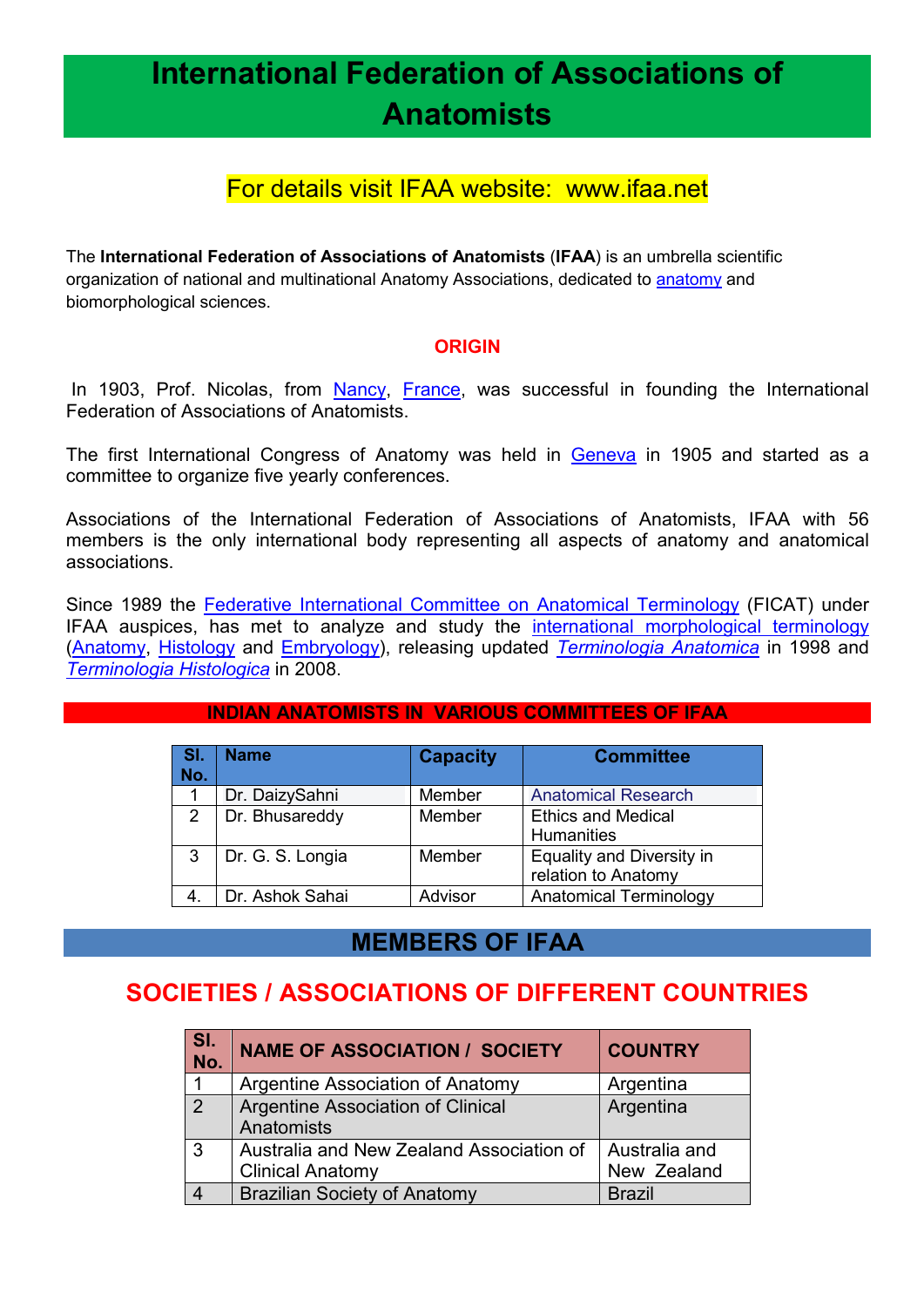# International Federation of Associations of Anatomists

## For details visit IFAA website: www.ifaa.net

The **International Federation of Associations of Anatomists** (**IFAA**) is an umbrella scientific organization of national and multinational Anatomy Associations, dedicated to anatomy and biomorphological sciences.

### ORIGIN

In 1903, Prof. Nicolas, from Nancy, France, was successful in founding the International Federation of Associations of Anatomists.

The first International Congress of Anatomy was held in Geneva in 1905 and started as a committee to organize five yearly conferences.

Associations of the International Federation of Associations of Anatomists, IFAA with 56 members is the only international body representing all aspects of anatomy and anatomical associations.

Since 1989 the Federative International Committee on Anatomical Terminology (FICAT) under IFAA auspices, has met to analyze and study the international morphological terminology (Anatomy, Histology and Embryology), releasing updated *Terminologia Anatomica* in 1998 and *Terminologia Histologica* in 2008.

### INDIAN ANATOMISTS IN VARIOUS COMMITTEES OF IFAA

| Sl. No. | Name | Capacity | Committee |
|---|---|---|---|
| 1 | Dr. DaizySahni | Member | Anatomical Research |
| 2 | Dr. Bhusareddy | Member | Ethics and Medical Humanities |
| 3 | Dr. G. S. Longia | Member | Equality and Diversity in relation to Anatomy |
| 4. | Dr. Ashok Sahai | Advisor | Anatomical Terminology |

## MEMBERS OF IFAA

## SOCIETIES / ASSOCIATIONS OF DIFFERENT COUNTRIES

| Sl. No. | NAME OF ASSOCIATION / SOCIETY | COUNTRY |
|---|---|---|
| 1 | Argentine Association of Anatomy | Argentina |
| 2 | Argentine Association of Clinical Anatomists | Argentina |
| 3 | Australia and New Zealand Association of Clinical Anatomy | Australia and New Zealand |
| 4 | Brazilian Society of Anatomy | Brazil |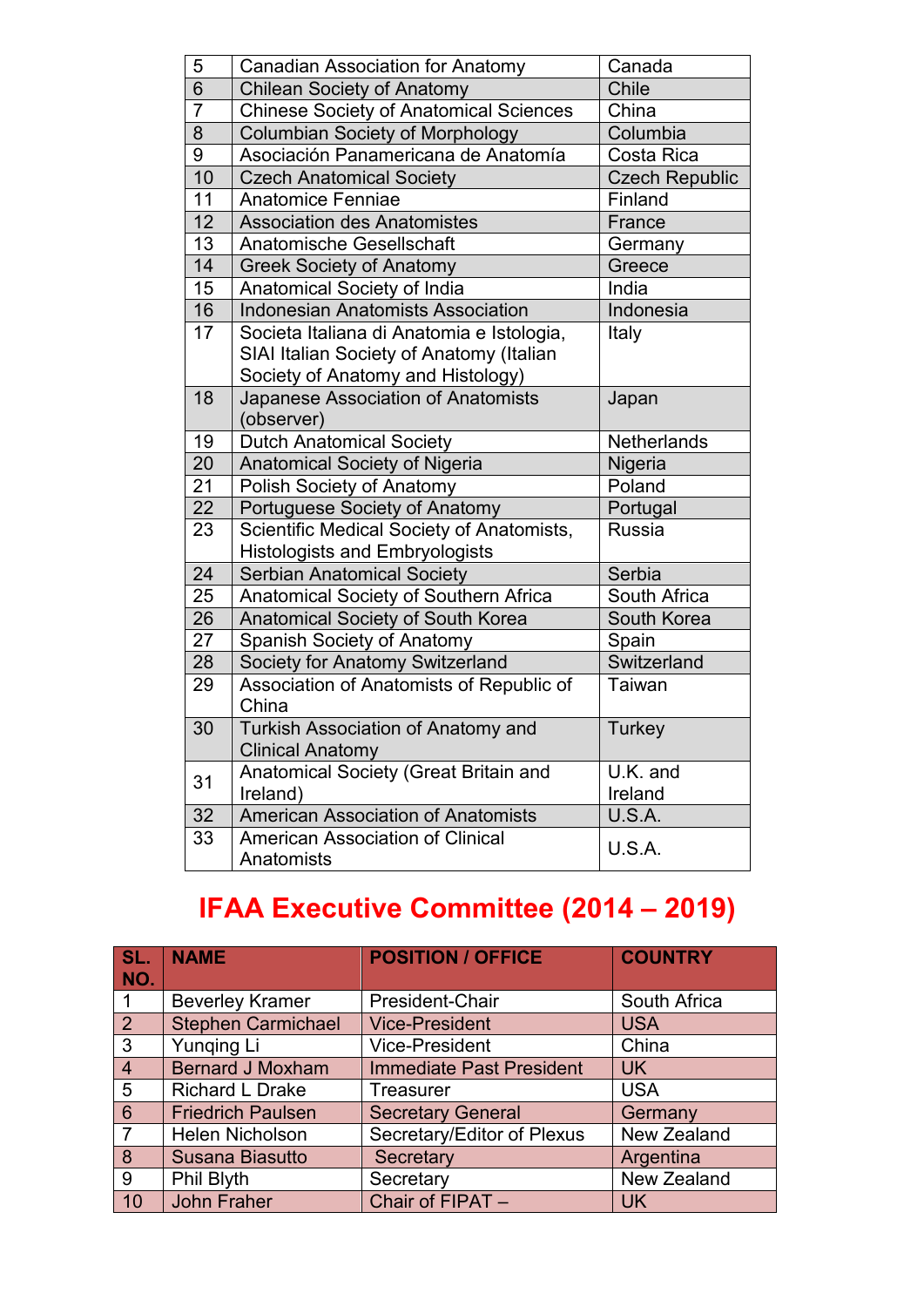| | | |
|---|---|---|
| 5 | Canadian Association for Anatomy | Canada |
| 6 | Chilean Society of Anatomy | Chile |
| 7 | Chinese Society of Anatomical Sciences | China |
| 8 | Columbian Society of Morphology | Columbia |
| 9 | Asociación Panamericana de Anatomía | Costa Rica |
| 10 | Czech Anatomical Society | Czech Republic |
| 11 | Anatomice Fenniae | Finland |
| 12 | Association des Anatomistes | France |
| 13 | Anatomische Gesellschaft | Germany |
| 14 | Greek Society of Anatomy | Greece |
| 15 | Anatomical Society of India | India |
| 16 | Indonesian Anatomists Association | Indonesia |
| 17 | Societa Italiana di Anatomia e Istologia, SIAI Italian Society of Anatomy (Italian Society of Anatomy and Histology) | Italy |
| 18 | Japanese Association of Anatomists (observer) | Japan |
| 19 | Dutch Anatomical Society | Netherlands |
| 20 | Anatomical Society of Nigeria | Nigeria |
| 21 | Polish Society of Anatomy | Poland |
| 22 | Portuguese Society of Anatomy | Portugal |
| 23 | Scientific Medical Society of Anatomists, Histologists and Embryologists | Russia |
| 24 | Serbian Anatomical Society | Serbia |
| 25 | Anatomical Society of Southern Africa | South Africa |
| 26 | Anatomical Society of South Korea | South Korea |
| 27 | Spanish Society of Anatomy | Spain |
| 28 | Society for Anatomy Switzerland | Switzerland |
| 29 | Association of Anatomists of Republic of China | Taiwan |
| 30 | Turkish Association of Anatomy and Clinical Anatomy | Turkey |
| 31 | Anatomical Society (Great Britain and Ireland) | U.K. and Ireland |
| 32 | American Association of Anatomists | U.S.A. |
| 33 | American Association of Clinical Anatomists | U.S.A. |

# IFAA Executive Committee (2014 – 2019)

| SL. NO. | NAME | POSITION / OFFICE | COUNTRY |
|---|---|---|---|
| 1 | Beverley Kramer | President-Chair | South Africa |
| 2 | Stephen Carmichael | Vice-President | USA |
| 3 | Yunqing Li | Vice-President | China |
| 4 | Bernard J Moxham | Immediate Past President | UK |
| 5 | Richard L Drake | Treasurer | USA |
| 6 | Friedrich Paulsen | Secretary General | Germany |
| 7 | Helen Nicholson | Secretary/Editor of Plexus | New Zealand |
| 8 | Susana Biasutto | Secretary | Argentina |
| 9 | Phil Blyth | Secretary | New Zealand |
| 10 | John Fraher | Chair of FIPAT – | UK |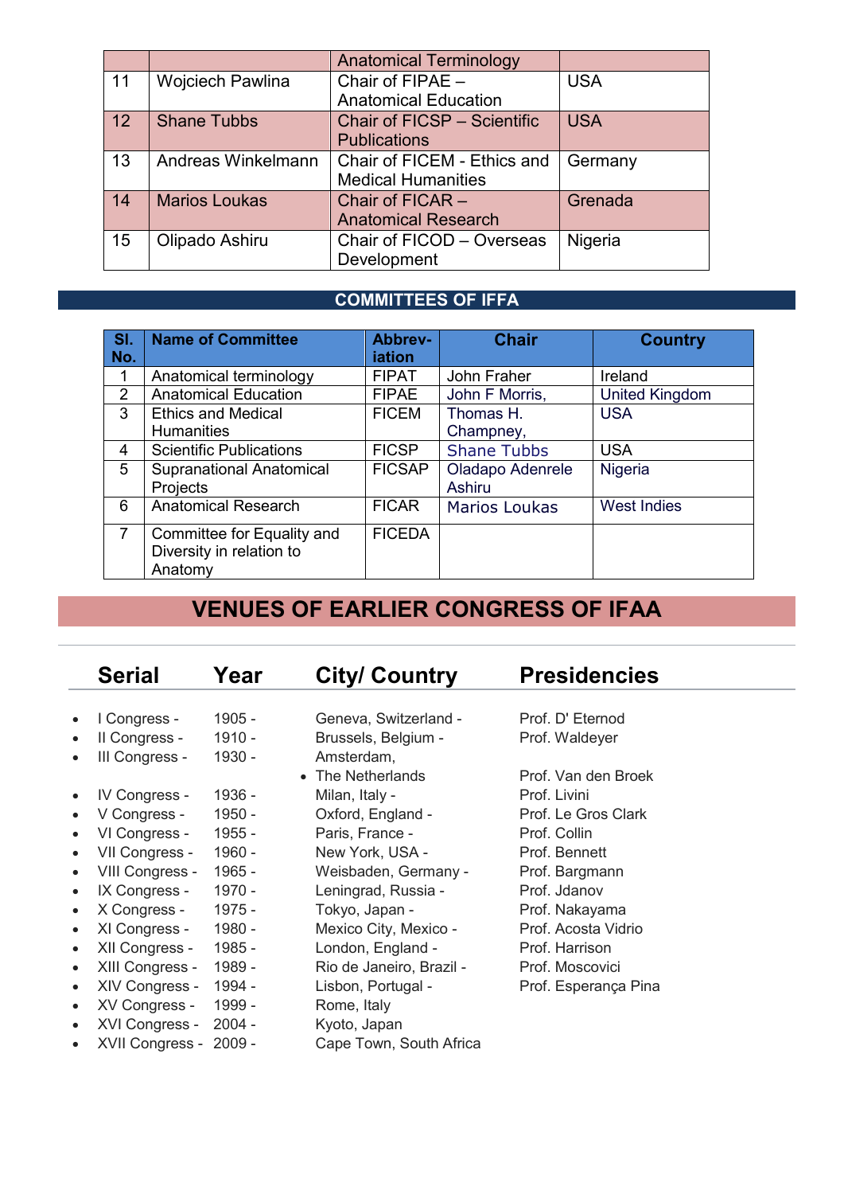| | | Anatomical Terminology | |
|---|---|---|---|
| 11 | Wojciech Pawlina | Chair of FIPAE – Anatomical Education | USA |
| 12 | Shane Tubbs | Chair of FICSP – Scientific Publications | USA |
| 13 | Andreas Winkelmann | Chair of FICEM - Ethics and Medical Humanities | Germany |
| 14 | Marios Loukas | Chair of FICAR – Anatomical Research | Grenada |
| 15 | Olipado Ashiru | Chair of FICOD – Overseas Development | Nigeria |

## COMMITTEES OF IFFA

| Sl. No. | Name of Committee | Abbrev-iation | Chair | Country |
|---|---|---|---|---|
| 1 | Anatomical terminology | FIPAT | John Fraher | Ireland |
| 2 | Anatomical Education | FIPAE | John F Morris, | United Kingdom |
| 3 | Ethics and Medical Humanities | FICEM | Thomas H. Champney, | USA |
| 4 | Scientific Publications | FICSP | Shane Tubbs | USA |
| 5 | Supranational Anatomical Projects | FICSAP | Oladapo Adenrele Ashiru | Nigeria |
| 6 | Anatomical Research | FICAR | Marios Loukas | West Indies |
| 7 | Committee for Equality and Diversity in relation to Anatomy | FICEDA | | |

# VENUES OF EARLIER CONGRESS OF IFAA

| Serial | Year | City/ Country | Presidencies |
|---|---|---|---|
| I Congress - | 1905 - | Geneva, Switzerland - | Prof. D' Eternod |
| II Congress - | 1910 - | Brussels, Belgium - | Prof. Waldeyer |
| III Congress - | 1930 - | Amsterdam, The Netherlands | Prof. Van den Broek |
| IV Congress - | 1936 - | Milan, Italy - | Prof. Livini |
| V Congress - | 1950 - | Oxford, England - | Prof. Le Gros Clark |
| VI Congress - | 1955 - | Paris, France - | Prof. Collin |
| VII Congress - | 1960 - | New York, USA - | Prof. Bennett |
| VIII Congress - | 1965 - | Weisbaden, Germany - | Prof. Bargmann |
| IX Congress - | 1970 - | Leningrad, Russia - | Prof. Jdanov |
| X Congress - | 1975 - | Tokyo, Japan - | Prof. Nakayama |
| XI Congress - | 1980 - | Mexico City, Mexico - | Prof. Acosta Vidrio |
| XII Congress - | 1985 - | London, England - | Prof. Harrison |
| XIII Congress - | 1989 - | Rio de Janeiro, Brazil - | Prof. Moscovici |
| XIV Congress - | 1994 - | Lisbon, Portugal - | Prof. Esperança Pina |
| XV Congress - | 1999 - | Rome, Italy | |
| XVI Congress - | 2004 - | Kyoto, Japan | |
| XVII Congress - | 2009 - | Cape Town, South Africa | |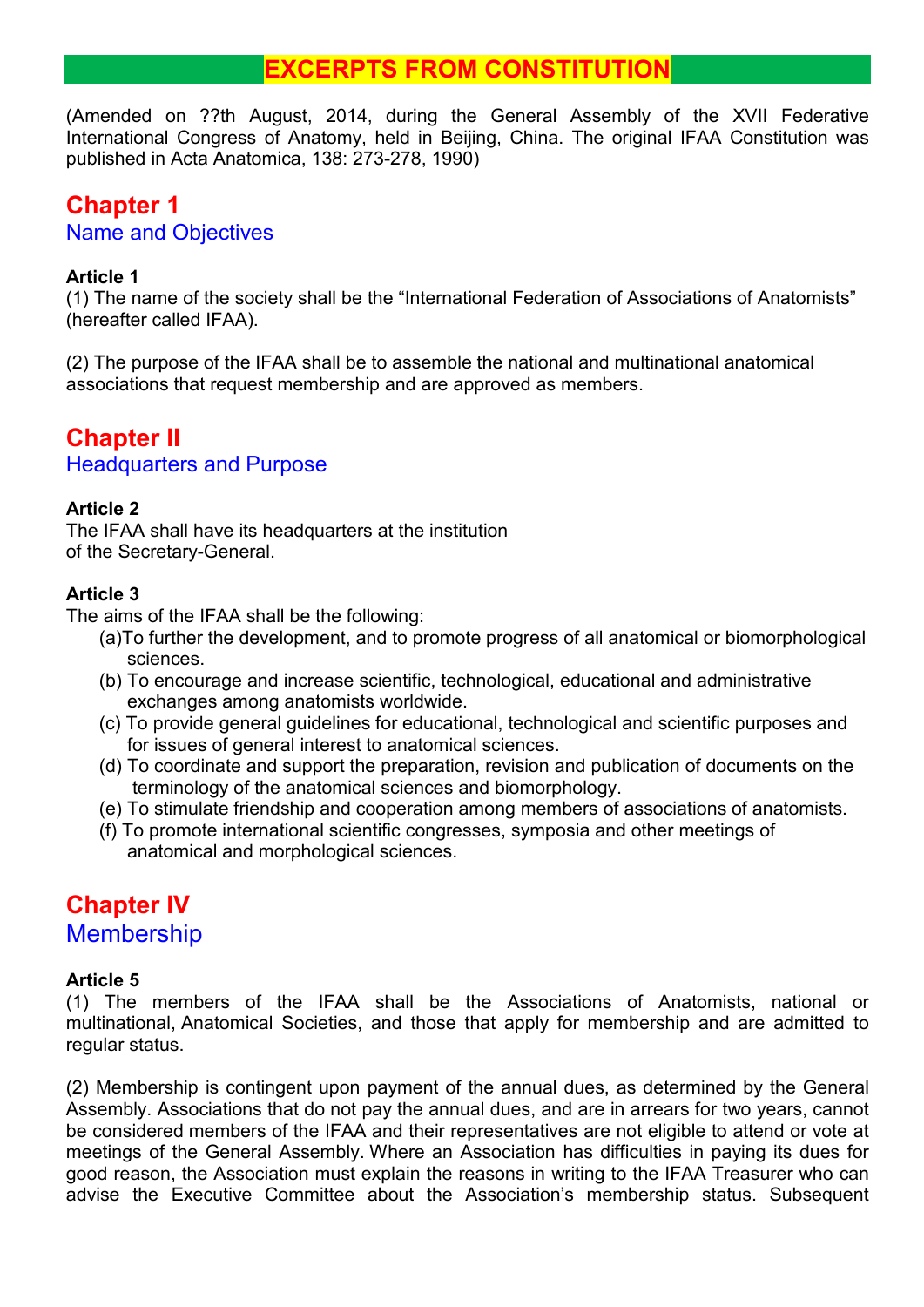# EXCERPTS FROM CONSTITUTION

(Amended on ??th August, 2014, during the General Assembly of the XVII Federative International Congress of Anatomy, held in Beijing, China. The original IFAA Constitution was published in Acta Anatomica, 138: 273-278, 1990)

## Chapter 1

### Name and Objectives

**Article 1**

(1) The name of the society shall be the “International Federation of Associations of Anatomists” (hereafter called IFAA).

(2) The purpose of the IFAA shall be to assemble the national and multinational anatomical associations that request membership and are approved as members.

## Chapter II

### Headquarters and Purpose

**Article 2**

The IFAA shall have its headquarters at the institution of the Secretary-General.

**Article 3**

The aims of the IFAA shall be the following:

- (a) To further the development, and to promote progress of all anatomical or biomorphological sciences.
- (b) To encourage and increase scientific, technological, educational and administrative exchanges among anatomists worldwide.
- (c) To provide general guidelines for educational, technological and scientific purposes and for issues of general interest to anatomical sciences.
- (d) To coordinate and support the preparation, revision and publication of documents on the terminology of the anatomical sciences and biomorphology.
- (e) To stimulate friendship and cooperation among members of associations of anatomists.
- (f) To promote international scientific congresses, symposia and other meetings of anatomical and morphological sciences.

## Chapter IV

### Membership

**Article 5**

(1) The members of the IFAA shall be the Associations of Anatomists, national or multinational, Anatomical Societies, and those that apply for membership and are admitted to regular status.

(2) Membership is contingent upon payment of the annual dues, as determined by the General Assembly. Associations that do not pay the annual dues, and are in arrears for two years, cannot be considered members of the IFAA and their representatives are not eligible to attend or vote at meetings of the General Assembly. Where an Association has difficulties in paying its dues for good reason, the Association must explain the reasons in writing to the IFAA Treasurer who can advise the Executive Committee about the Association’s membership status. Subsequent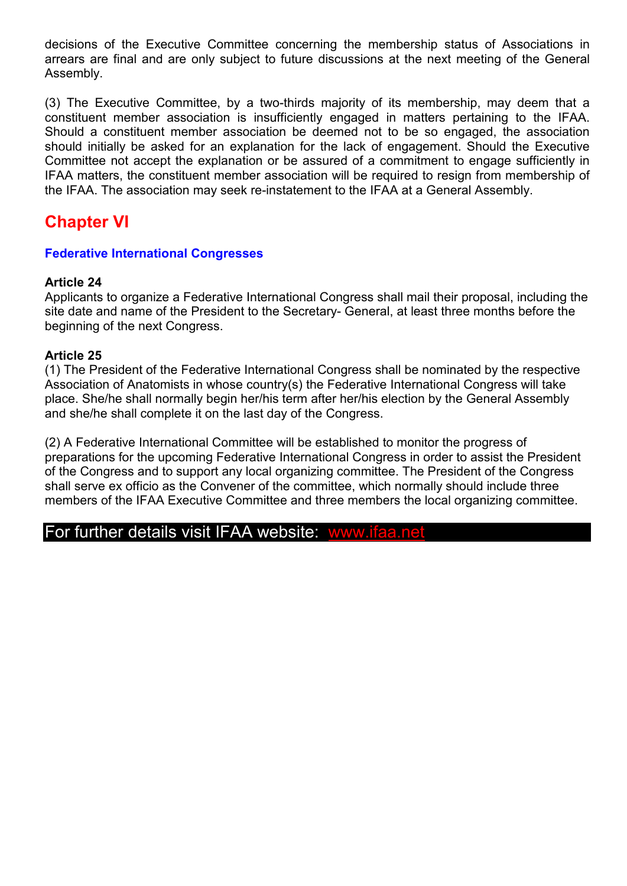decisions of the Executive Committee concerning the membership status of Associations in arrears are final and are only subject to future discussions at the next meeting of the General Assembly.

(3) The Executive Committee, by a two-thirds majority of its membership, may deem that a constituent member association is insufficiently engaged in matters pertaining to the IFAA. Should a constituent member association be deemed not to be so engaged, the association should initially be asked for an explanation for the lack of engagement. Should the Executive Committee not accept the explanation or be assured of a commitment to engage sufficiently in IFAA matters, the constituent member association will be required to resign from membership of the IFAA. The association may seek re-instatement to the IFAA at a General Assembly.

## Chapter VI

### Federative International Congresses

**Article 24**
Applicants to organize a Federative International Congress shall mail their proposal, including the site date and name of the President to the Secretary- General, at least three months before the beginning of the next Congress.

**Article 25**
(1) The President of the Federative International Congress shall be nominated by the respective Association of Anatomists in whose country(s) the Federative International Congress will take place. She/he shall normally begin her/his term after her/his election by the General Assembly and she/he shall complete it on the last day of the Congress.

(2) A Federative International Committee will be established to monitor the progress of preparations for the upcoming Federative International Congress in order to assist the President of the Congress and to support any local organizing committee. The President of the Congress shall serve ex officio as the Convener of the committee, which normally should include three members of the IFAA Executive Committee and three members the local organizing committee.

For further details visit IFAA website: www.ifaa.net